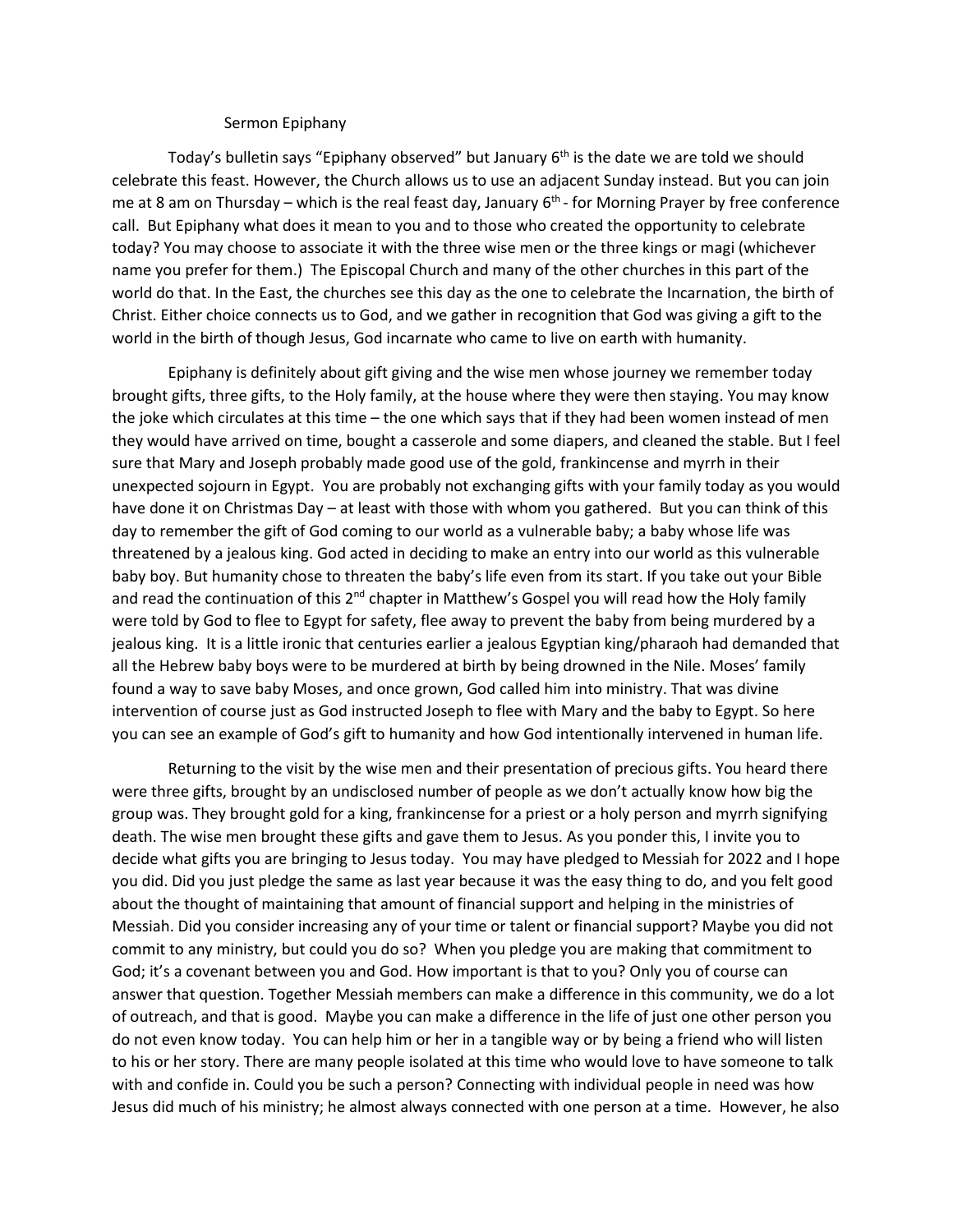# Sermon Epiphany

Today's bulletin says "Epiphany observed" but January 6th is the date we are told we should celebrate this feast. However, the Church allows us to use an adjacent Sunday instead. But you can join me at 8 am on Thursday – which is the real feast day, January 6th - for Morning Prayer by free conference call. But Epiphany what does it mean to you and to those who created the opportunity to celebrate today? You may choose to associate it with the three wise men or the three kings or magi (whichever name you prefer for them.) The Episcopal Church and many of the other churches in this part of the world do that. In the East, the churches see this day as the one to celebrate the Incarnation, the birth of Christ. Either choice connects us to God, and we gather in recognition that God was giving a gift to the world in the birth of though Jesus, God incarnate who came to live on earth with humanity.

Epiphany is definitely about gift giving and the wise men whose journey we remember today brought gifts, three gifts, to the Holy family, at the house where they were then staying. You may know the joke which circulates at this time – the one which says that if they had been women instead of men they would have arrived on time, bought a casserole and some diapers, and cleaned the stable. But I feel sure that Mary and Joseph probably made good use of the gold, frankincense and myrrh in their unexpected sojourn in Egypt. You are probably not exchanging gifts with your family today as you would have done it on Christmas Day – at least with those with whom you gathered. But you can think of this day to remember the gift of God coming to our world as a vulnerable baby; a baby whose life was threatened by a jealous king. God acted in deciding to make an entry into our world as this vulnerable baby boy. But humanity chose to threaten the baby's life even from its start. If you take out your Bible and read the continuation of this 2nd chapter in Matthew's Gospel you will read how the Holy family were told by God to flee to Egypt for safety, flee away to prevent the baby from being murdered by a jealous king. It is a little ironic that centuries earlier a jealous Egyptian king/pharaoh had demanded that all the Hebrew baby boys were to be murdered at birth by being drowned in the Nile. Moses' family found a way to save baby Moses, and once grown, God called him into ministry. That was divine intervention of course just as God instructed Joseph to flee with Mary and the baby to Egypt. So here you can see an example of God's gift to humanity and how God intentionally intervened in human life.

Returning to the visit by the wise men and their presentation of precious gifts. You heard there were three gifts, brought by an undisclosed number of people as we don't actually know how big the group was. They brought gold for a king, frankincense for a priest or a holy person and myrrh signifying death. The wise men brought these gifts and gave them to Jesus. As you ponder this, I invite you to decide what gifts you are bringing to Jesus today. You may have pledged to Messiah for 2022 and I hope you did. Did you just pledge the same as last year because it was the easy thing to do, and you felt good about the thought of maintaining that amount of financial support and helping in the ministries of Messiah. Did you consider increasing any of your time or talent or financial support? Maybe you did not commit to any ministry, but could you do so? When you pledge you are making that commitment to God; it's a covenant between you and God. How important is that to you? Only you of course can answer that question. Together Messiah members can make a difference in this community, we do a lot of outreach, and that is good. Maybe you can make a difference in the life of just one other person you do not even know today. You can help him or her in a tangible way or by being a friend who will listen to his or her story. There are many people isolated at this time who would love to have someone to talk with and confide in. Could you be such a person? Connecting with individual people in need was how Jesus did much of his ministry; he almost always connected with one person at a time. However, he also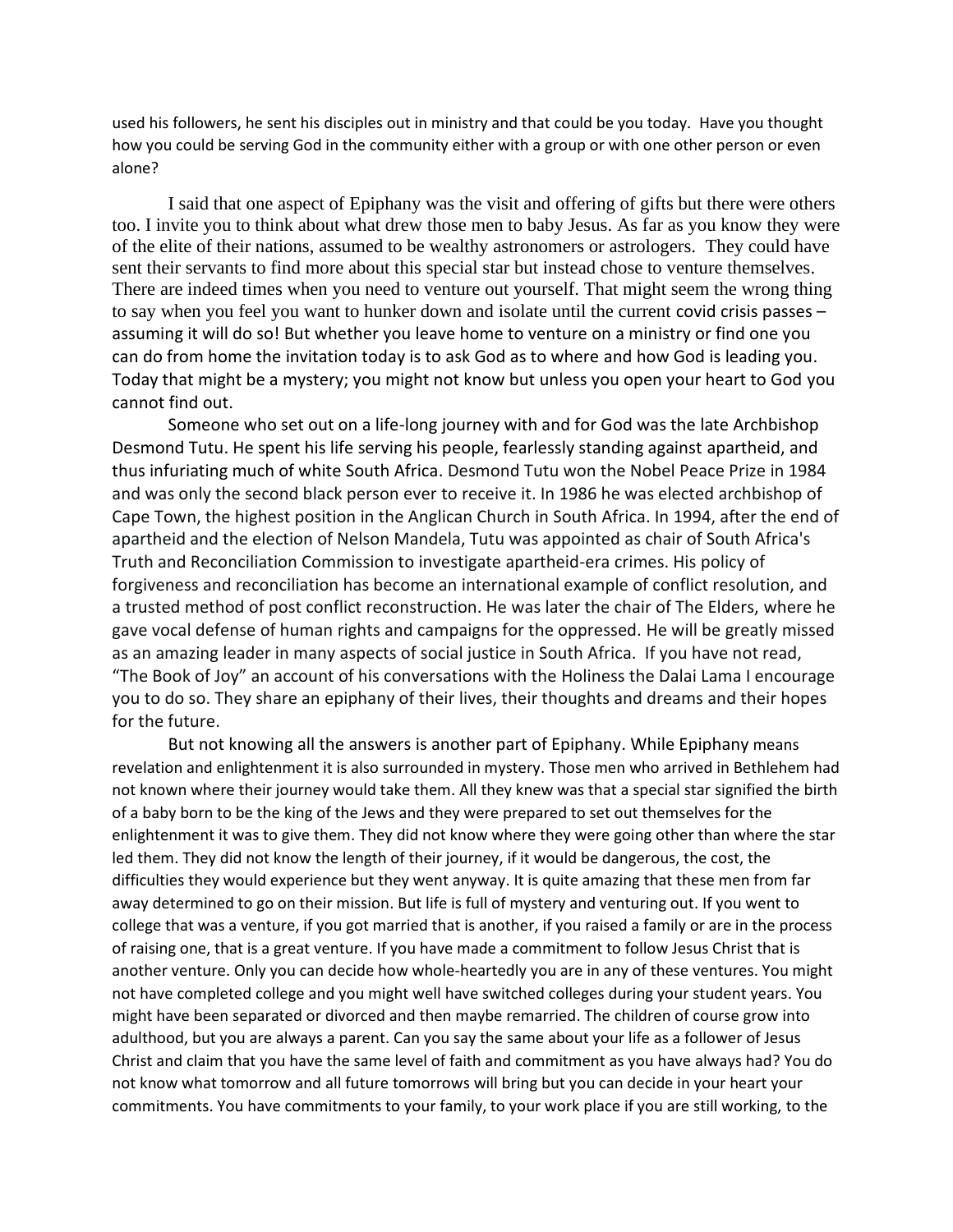used his followers, he sent his disciples out in ministry and that could be you today. Have you thought how you could be serving God in the community either with a group or with one other person or even alone?

I said that one aspect of Epiphany was the visit and offering of gifts but there were others too. I invite you to think about what drew those men to baby Jesus. As far as you know they were of the elite of their nations, assumed to be wealthy astronomers or astrologers. They could have sent their servants to find more about this special star but instead chose to venture themselves. There are indeed times when you need to venture out yourself. That might seem the wrong thing to say when you feel you want to hunker down and isolate until the current covid crisis passes – assuming it will do so! But whether you leave home to venture on a ministry or find one you can do from home the invitation today is to ask God as to where and how God is leading you. Today that might be a mystery; you might not know but unless you open your heart to God you cannot find out.

Someone who set out on a life-long journey with and for God was the late Archbishop Desmond Tutu. He spent his life serving his people, fearlessly standing against apartheid, and thus infuriating much of white South Africa. Desmond Tutu won the Nobel Peace Prize in 1984 and was only the second black person ever to receive it. In 1986 he was elected archbishop of Cape Town, the highest position in the Anglican Church in South Africa. In 1994, after the end of apartheid and the election of Nelson Mandela, Tutu was appointed as chair of South Africa's Truth and Reconciliation Commission to investigate apartheid-era crimes. His policy of forgiveness and reconciliation has become an international example of conflict resolution, and a trusted method of post conflict reconstruction. He was later the chair of The Elders, where he gave vocal defense of human rights and campaigns for the oppressed. He will be greatly missed as an amazing leader in many aspects of social justice in South Africa. If you have not read, "The Book of Joy" an account of his conversations with the Holiness the Dalai Lama I encourage you to do so. They share an epiphany of their lives, their thoughts and dreams and their hopes for the future.

But not knowing all the answers is another part of Epiphany. While Epiphany means revelation and enlightenment it is also surrounded in mystery. Those men who arrived in Bethlehem had not known where their journey would take them. All they knew was that a special star signified the birth of a baby born to be the king of the Jews and they were prepared to set out themselves for the enlightenment it was to give them. They did not know where they were going other than where the star led them. They did not know the length of their journey, if it would be dangerous, the cost, the difficulties they would experience but they went anyway. It is quite amazing that these men from far away determined to go on their mission. But life is full of mystery and venturing out. If you went to college that was a venture, if you got married that is another, if you raised a family or are in the process of raising one, that is a great venture. If you have made a commitment to follow Jesus Christ that is another venture. Only you can decide how whole-heartedly you are in any of these ventures. You might not have completed college and you might well have switched colleges during your student years. You might have been separated or divorced and then maybe remarried. The children of course grow into adulthood, but you are always a parent. Can you say the same about your life as a follower of Jesus Christ and claim that you have the same level of faith and commitment as you have always had? You do not know what tomorrow and all future tomorrows will bring but you can decide in your heart your commitments. You have commitments to your family, to your work place if you are still working, to the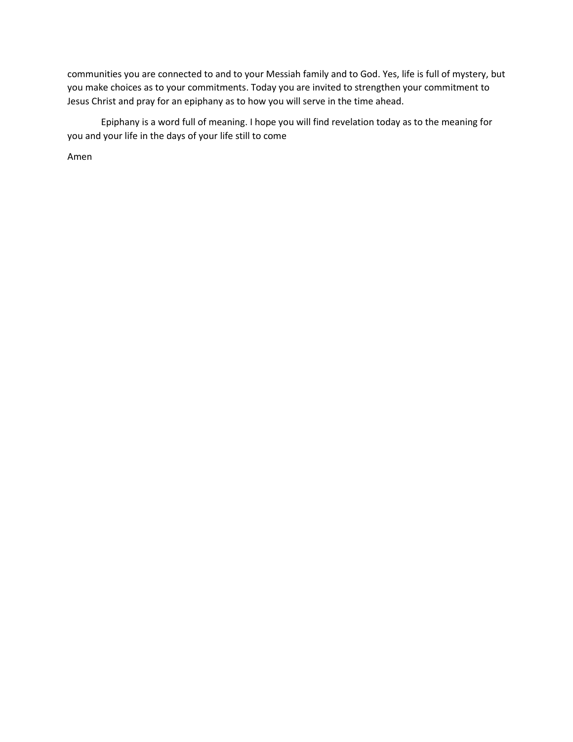communities you are connected to and to your Messiah family and to God. Yes, life is full of mystery, but you make choices as to your commitments. Today you are invited to strengthen your commitment to Jesus Christ and pray for an epiphany as to how you will serve in the time ahead.

Epiphany is a word full of meaning. I hope you will find revelation today as to the meaning for you and your life in the days of your life still to come

Amen